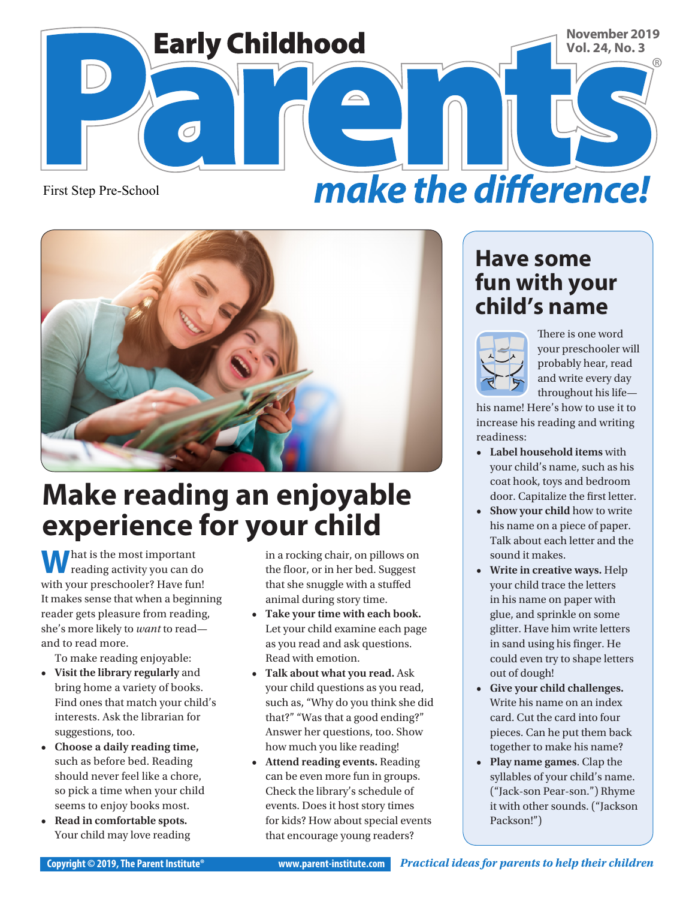# Early Childhood Parents make the difference!

November 2019
Vol. 24, No. 3

First Step Pre-School

## Make reading an enjoyable experience for your child

What is the most important reading activity you can do with your preschooler? Have fun! It makes sense that when a beginning reader gets pleasure from reading, she's more likely to *want* to read—and to read more.

To make reading enjoyable:

- **Visit the library regularly** and bring home a variety of books. Find ones that match your child's interests. Ask the librarian for suggestions, too.
- **Choose a daily reading time,** such as before bed. Reading should never feel like a chore, so pick a time when your child seems to enjoy books most.
- **Read in comfortable spots.** Your child may love reading in a rocking chair, on pillows on the floor, or in her bed. Suggest that she snuggle with a stuffed animal during story time.
- **Take your time with each book.** Let your child examine each page as you read and ask questions. Read with emotion.
- **Talk about what you read.** Ask your child questions as you read, such as, "Why do you think she did that?" "Was that a good ending?" Answer her questions, too. Show how much you like reading!
- **Attend reading events.** Reading can be even more fun in groups. Check the library's schedule of events. Does it host story times for kids? How about special events that encourage young readers?

## Have some fun with your child's name

There is one word your preschooler will probably hear, read and write every day throughout his life—his name! Here's how to use it to increase his reading and writing readiness:

- **Label household items** with your child's name, such as his coat hook, toys and bedroom door. Capitalize the first letter.
- **Show your child** how to write his name on a piece of paper. Talk about each letter and the sound it makes.
- **Write in creative ways.** Help your child trace the letters in his name on paper with glue, and sprinkle on some glitter. Have him write letters in sand using his finger. He could even try to shape letters out of dough!
- **Give your child challenges.** Write his name on an index card. Cut the card into four pieces. Can he put them back together to make his name?
- **Play name games**. Clap the syllables of your child's name. ("Jack-son Pear-son.") Rhyme it with other sounds. ("Jackson Packson!")

Copyright © 2019, The Parent Institute® www.parent-institute.com *Practical ideas for parents to help their children*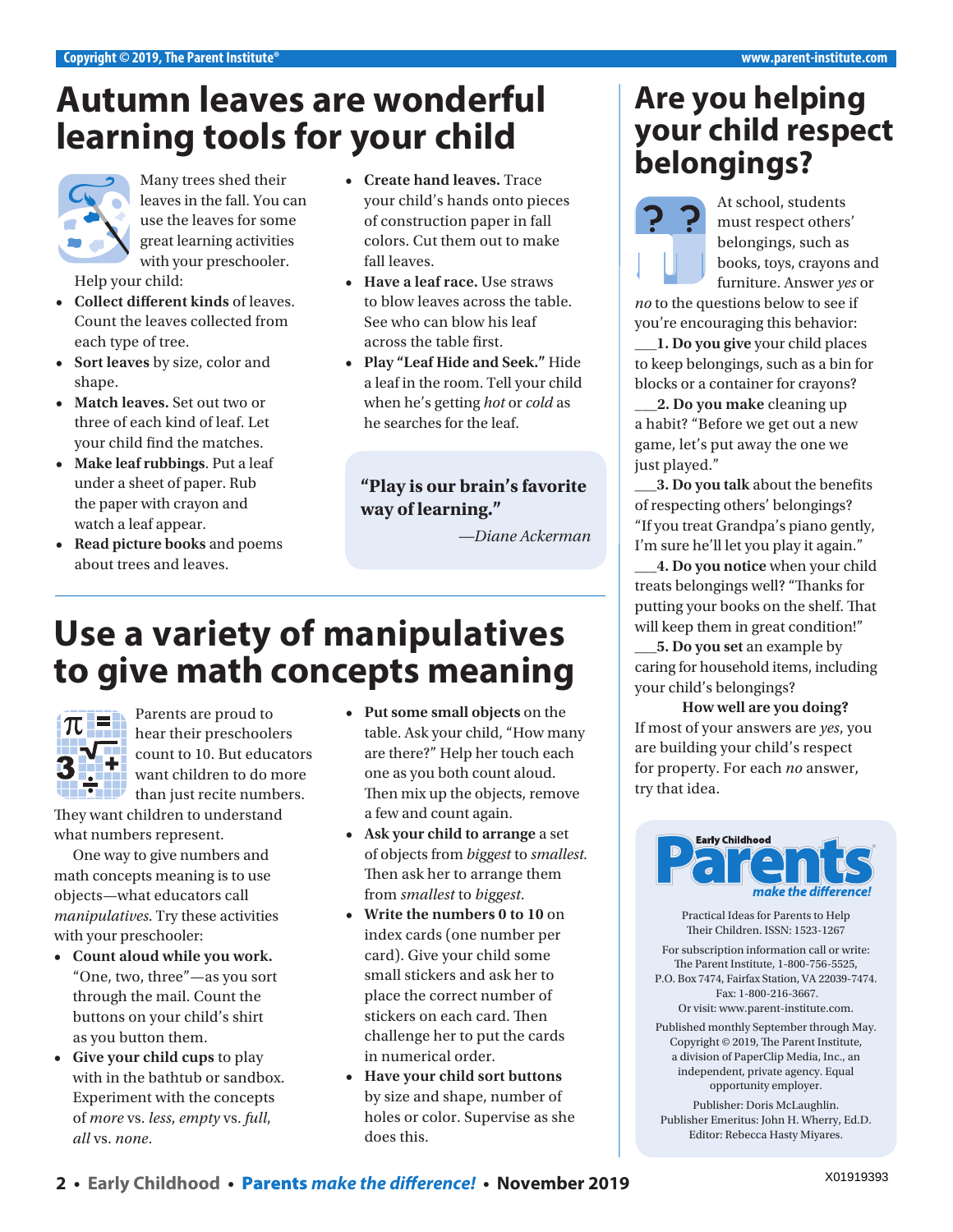# Autumn leaves are wonderful learning tools for your child

Many trees shed their leaves in the fall. You can use the leaves for some great learning activities with your preschooler.

Help your child:

- **Collect different kinds** of leaves. Count the leaves collected from each type of tree.
- **Sort leaves** by size, color and shape.
- **Match leaves.** Set out two or three of each kind of leaf. Let your child find the matches.
- **Make leaf rubbings**. Put a leaf under a sheet of paper. Rub the paper with crayon and watch a leaf appear.
- **Read picture books** and poems about trees and leaves.
- **Create hand leaves.** Trace your child's hands onto pieces of construction paper in fall colors. Cut them out to make fall leaves.
- **Have a leaf race.** Use straws to blow leaves across the table. See who can blow his leaf across the table first.
- **Play "Leaf Hide and Seek."** Hide a leaf in the room. Tell your child when he's getting *hot* or *cold* as he searches for the leaf.

> **"Play is our brain's favorite way of learning."**
>
> *—Diane Ackerman*

# Use a variety of manipulatives to give math concepts meaning

Parents are proud to hear their preschoolers count to 10. But educators want children to do more than just recite numbers. They want children to understand what numbers represent.

One way to give numbers and math concepts meaning is to use objects—what educators call *manipulatives.* Try these activities with your preschooler:

- **Count aloud while you work.** "One, two, three"—as you sort through the mail. Count the buttons on your child's shirt as you button them.
- **Give your child cups** to play with in the bathtub or sandbox. Experiment with the concepts of *more* vs. *less*, *empty* vs. *full*, *all* vs. *none*.
- **Put some small objects** on the table. Ask your child, "How many are there?" Help her touch each one as you both count aloud. Then mix up the objects, remove a few and count again.
- **Ask your child to arrange** a set of objects from *biggest* to *smallest.* Then ask her to arrange them from *smallest* to *biggest*.
- **Write the numbers 0 to 10** on index cards (one number per card). Give your child some small stickers and ask her to place the correct number of stickers on each card. Then challenge her to put the cards in numerical order.
- **Have your child sort buttons** by size and shape, number of holes or color. Supervise as she does this.

# Are you helping your child respect belongings?

At school, students must respect others' belongings, such as books, toys, crayons and furniture. Answer *yes* or *no* to the questions below to see if you're encouraging this behavior:

___**1. Do you give** your child places to keep belongings, such as a bin for blocks or a container for crayons?

___**2. Do you make** cleaning up a habit? "Before we get out a new game, let's put away the one we just played."

___**3. Do you talk** about the benefits of respecting others' belongings? "If you treat Grandpa's piano gently, I'm sure he'll let you play it again."

___**4. Do you notice** when your child treats belongings well? "Thanks for putting your books on the shelf. That will keep them in great condition!"

___**5. Do you set** an example by caring for household items, including your child's belongings?

**How well are you doing?**

If most of your answers are *yes*, you are building your child's respect for property. For each *no* answer, try that idea.

---

**Early Childhood Parents** *make the difference!*

Practical Ideas for Parents to Help Their Children. ISSN: 1523-1267

For subscription information call or write: The Parent Institute, 1-800-756-5525, P.O. Box 7474, Fairfax Station, VA 22039-7474. Fax: 1-800-216-3667. Or visit: www.parent-institute.com.

Published monthly September through May. Copyright © 2019, The Parent Institute, a division of PaperClip Media, Inc., an independent, private agency. Equal opportunity employer.

Publisher: Doris McLaughlin. Publisher Emeritus: John H. Wherry, Ed.D. Editor: Rebecca Hasty Miyares.

X01919393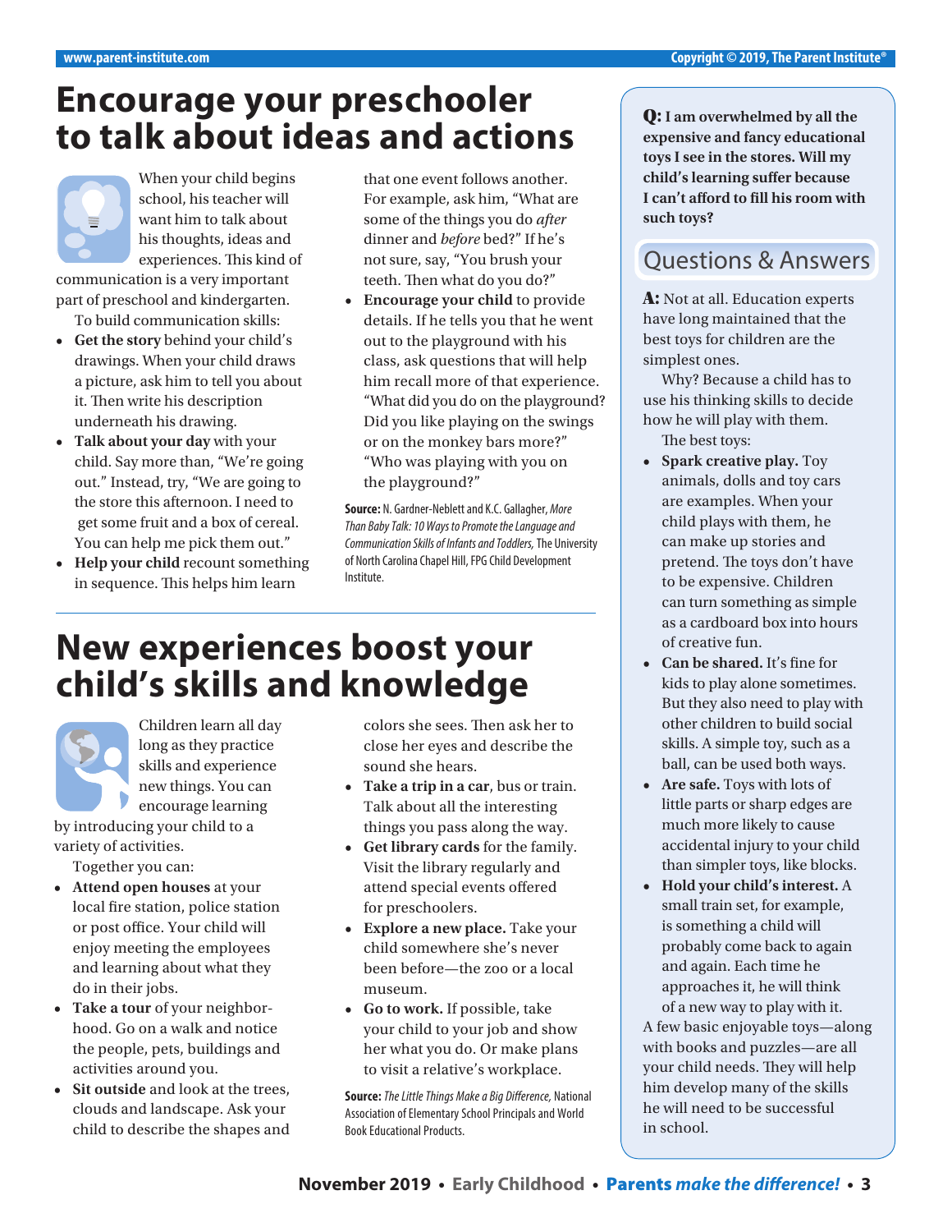# Encourage your preschooler to talk about ideas and actions

When your child begins school, his teacher will want him to talk about his thoughts, ideas and experiences. This kind of communication is a very important part of preschool and kindergarten.

To build communication skills:

- **Get the story** behind your child's drawings. When your child draws a picture, ask him to tell you about it. Then write his description underneath his drawing.
- **Talk about your day** with your child. Say more than, "We're going out." Instead, try, "We are going to the store this afternoon. I need to get some fruit and a box of cereal. You can help me pick them out."
- **Help your child** recount something in sequence. This helps him learn that one event follows another. For example, ask him, "What are some of the things you do *after* dinner and *before* bed?" If he's not sure, say, "You brush your teeth. Then what do you do?"
- **Encourage your child** to provide details. If he tells you that he went out to the playground with his class, ask questions that will help him recall more of that experience. "What did you do on the playground? Did you like playing on the swings or on the monkey bars more?" "Who was playing with you on the playground?"

**Source:** N. Gardner-Neblett and K.C. Gallagher, *More Than Baby Talk: 10 Ways to Promote the Language and Communication Skills of Infants and Toddlers,* The University of North Carolina Chapel Hill, FPG Child Development Institute.

# New experiences boost your child's skills and knowledge

Children learn all day long as they practice skills and experience new things. You can encourage learning by introducing your child to a variety of activities.

Together you can:

- **Attend open houses** at your local fire station, police station or post office. Your child will enjoy meeting the employees and learning about what they do in their jobs.
- **Take a tour** of your neighborhood. Go on a walk and notice the people, pets, buildings and activities around you.
- **Sit outside** and look at the trees, clouds and landscape. Ask your child to describe the shapes and colors she sees. Then ask her to close her eyes and describe the sound she hears.
- **Take a trip in a car**, bus or train. Talk about all the interesting things you pass along the way.
- **Get library cards** for the family. Visit the library regularly and attend special events offered for preschoolers.
- **Explore a new place.** Take your child somewhere she's never been before—the zoo or a local museum.
- **Go to work.** If possible, take your child to your job and show her what you do. Or make plans to visit a relative's workplace.

**Source:** *The Little Things Make a Big Difference,* National Association of Elementary School Principals and World Book Educational Products.

## Questions & Answers

**Q: I am overwhelmed by all the expensive and fancy educational toys I see in the stores. Will my child's learning suffer because I can't afford to fill his room with such toys?**

**A:** Not at all. Education experts have long maintained that the best toys for children are the simplest ones.

Why? Because a child has to use his thinking skills to decide how he will play with them.

The best toys:

- **Spark creative play.** Toy animals, dolls and toy cars are examples. When your child plays with them, he can make up stories and pretend. The toys don't have to be expensive. Children can turn something as simple as a cardboard box into hours of creative fun.
- **Can be shared.** It's fine for kids to play alone sometimes. But they also need to play with other children to build social skills. A simple toy, such as a ball, can be used both ways.
- **Are safe.** Toys with lots of little parts or sharp edges are much more likely to cause accidental injury to your child than simpler toys, like blocks.
- **Hold your child's interest.** A small train set, for example, is something a child will probably come back to again and again. Each time he approaches it, he will think of a new way to play with it.

A few basic enjoyable toys—along with books and puzzles—are all your child needs. They will help him develop many of the skills he will need to be successful in school.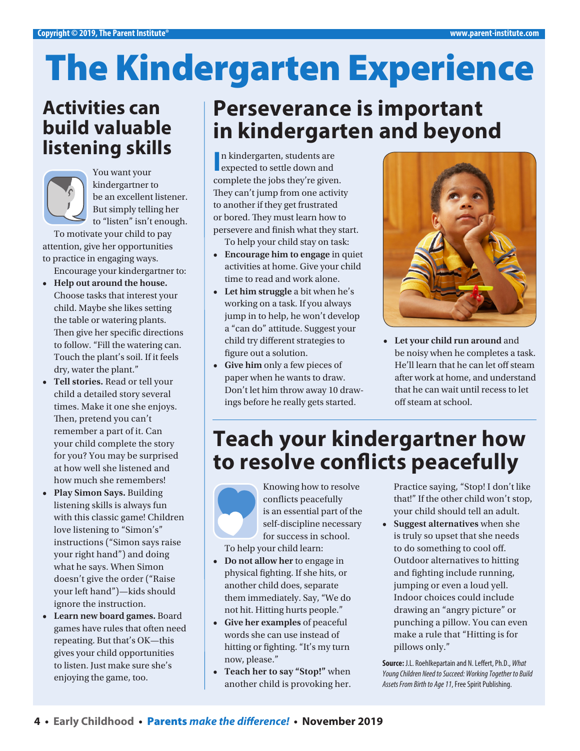# The Kindergarten Experience

## Activities can build valuable listening skills

You want your kindergartner to be an excellent listener. But simply telling her to "listen" isn't enough.

To motivate your child to pay attention, give her opportunities to practice in engaging ways.

Encourage your kindergartner to:

- **Help out around the house.** Choose tasks that interest your child. Maybe she likes setting the table or watering plants. Then give her specific directions to follow. "Fill the watering can. Touch the plant's soil. If it feels dry, water the plant."
- **Tell stories.** Read or tell your child a detailed story several times. Make it one she enjoys. Then, pretend you can't remember a part of it. Can your child complete the story for you? You may be surprised at how well she listened and how much she remembers!
- **Play Simon Says.** Building listening skills is always fun with this classic game! Children love listening to "Simon's" instructions ("Simon says raise your right hand") and doing what he says. When Simon doesn't give the order ("Raise your left hand")—kids should ignore the instruction.
- **Learn new board games.** Board games have rules that often need repeating. But that's OK—this gives your child opportunities to listen. Just make sure she's enjoying the game, too.

## Perseverance is important in kindergarten and beyond

In kindergarten, students are expected to settle down and complete the jobs they're given. They can't jump from one activity to another if they get frustrated or bored. They must learn how to persevere and finish what they start.

To help your child stay on task:

- **Encourage him to engage** in quiet activities at home. Give your child time to read and work alone.
- **Let him struggle** a bit when he's working on a task. If you always jump in to help, he won't develop a "can do" attitude. Suggest your child try different strategies to figure out a solution.
- **Give him** only a few pieces of paper when he wants to draw. Don't let him throw away 10 drawings before he really gets started.
- **Let your child run around** and be noisy when he completes a task. He'll learn that he can let off steam after work at home, and understand that he can wait until recess to let off steam at school.

## Teach your kindergartner how to resolve conflicts peacefully

Knowing how to resolve conflicts peacefully is an essential part of the self-discipline necessary for success in school.

To help your child learn:

- **Do not allow her** to engage in physical fighting. If she hits, or another child does, separate them immediately. Say, "We do not hit. Hitting hurts people."
- **Give her examples** of peaceful words she can use instead of hitting or fighting. "It's my turn now, please."
- **Teach her to say "Stop!"** when another child is provoking her. Practice saying, "Stop! I don't like that!" If the other child won't stop, your child should tell an adult.
- **Suggest alternatives** when she is truly so upset that she needs to do something to cool off. Outdoor alternatives to hitting and fighting include running, jumping or even a loud yell. Indoor choices could include drawing an "angry picture" or punching a pillow. You can even make a rule that "Hitting is for pillows only."

**Source:** J.L. Roehlkepartain and N. Leffert, Ph.D., *What Young Children Need to Succeed: Working Together to Build Assets From Birth to Age 11*, Free Spirit Publishing.